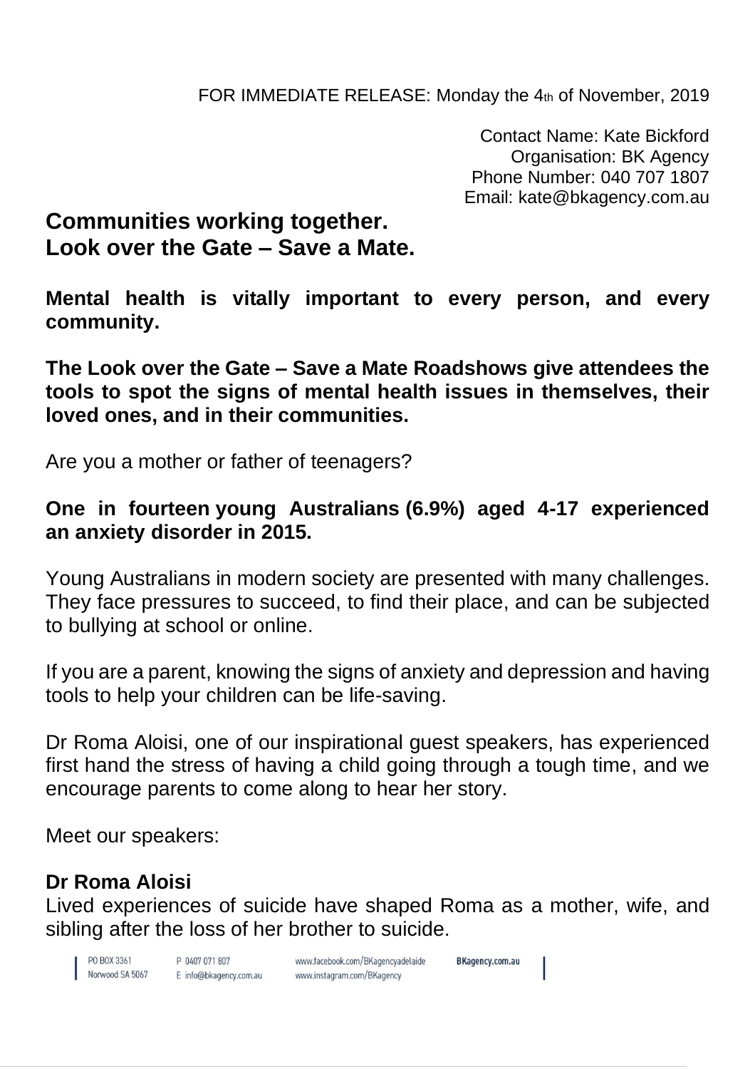FOR IMMEDIATE RELEASE: Monday the 4th of November, 2019

Contact Name: Kate Bickford
Organisation: BK Agency
Phone Number: 040 707 1807
Email: kate@bkagency.com.au

# Communities working together. Look over the Gate – Save a Mate.

**Mental health is vitally important to every person, and every community.**

**The Look over the Gate – Save a Mate Roadshows give attendees the tools to spot the signs of mental health issues in themselves, their loved ones, and in their communities.**

Are you a mother or father of teenagers?

**One in fourteen young Australians (6.9%) aged 4-17 experienced an anxiety disorder in 2015.**

Young Australians in modern society are presented with many challenges. They face pressures to succeed, to find their place, and can be subjected to bullying at school or online.

If you are a parent, knowing the signs of anxiety and depression and having tools to help your children can be life-saving.

Dr Roma Aloisi, one of our inspirational guest speakers, has experienced first hand the stress of having a child going through a tough time, and we encourage parents to come along to hear her story.

Meet our speakers:

**Dr Roma Aloisi**
Lived experiences of suicide have shaped Roma as a mother, wife, and sibling after the loss of her brother to suicide.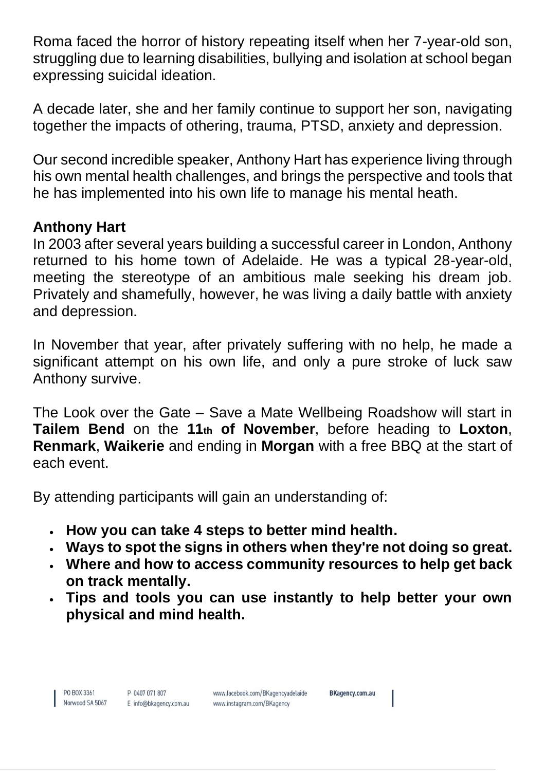Roma faced the horror of history repeating itself when her 7-year-old son, struggling due to learning disabilities, bullying and isolation at school began expressing suicidal ideation.

A decade later, she and her family continue to support her son, navigating together the impacts of othering, trauma, PTSD, anxiety and depression.

Our second incredible speaker, Anthony Hart has experience living through his own mental health challenges, and brings the perspective and tools that he has implemented into his own life to manage his mental heath.

**Anthony Hart**

In 2003 after several years building a successful career in London, Anthony returned to his home town of Adelaide. He was a typical 28-year-old, meeting the stereotype of an ambitious male seeking his dream job. Privately and shamefully, however, he was living a daily battle with anxiety and depression.

In November that year, after privately suffering with no help, he made a significant attempt on his own life, and only a pure stroke of luck saw Anthony survive.

The Look over the Gate – Save a Mate Wellbeing Roadshow will start in **Tailem Bend** on the **11th of November**, before heading to **Loxton**, **Renmark**, **Waikerie** and ending in **Morgan** with a free BBQ at the start of each event.

By attending participants will gain an understanding of:

- **How you can take 4 steps to better mind health.**
- **Ways to spot the signs in others when they're not doing so great.**
- **Where and how to access community resources to help get back on track mentally.**
- **Tips and tools you can use instantly to help better your own physical and mind health.**

PO BOX 3361 Norwood SA 5067 | P 0407 071 807 E info@bkagency.com.au | www.facebook.com/BKagencyadelaide www.instagram.com/BKagency | **BKagency.com.au**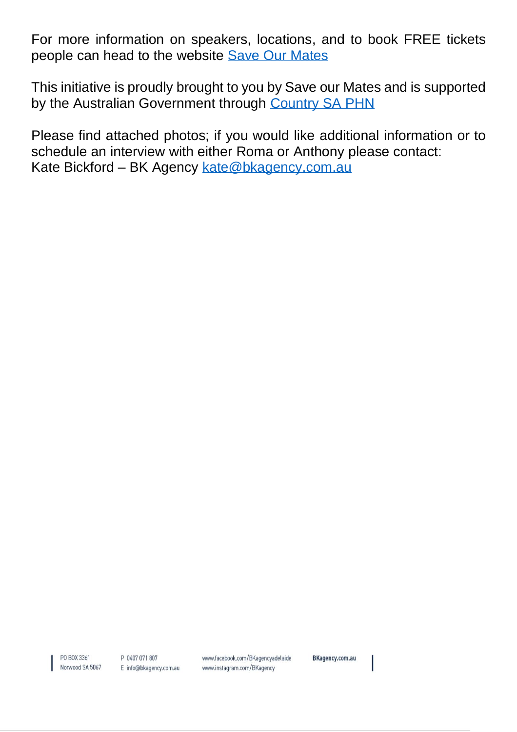For more information on speakers, locations, and to book FREE tickets people can head to the website Save Our Mates

This initiative is proudly brought to you by Save our Mates and is supported by the Australian Government through Country SA PHN

Please find attached photos; if you would like additional information or to schedule an interview with either Roma or Anthony please contact:
Kate Bickford – BK Agency kate@bkagency.com.au